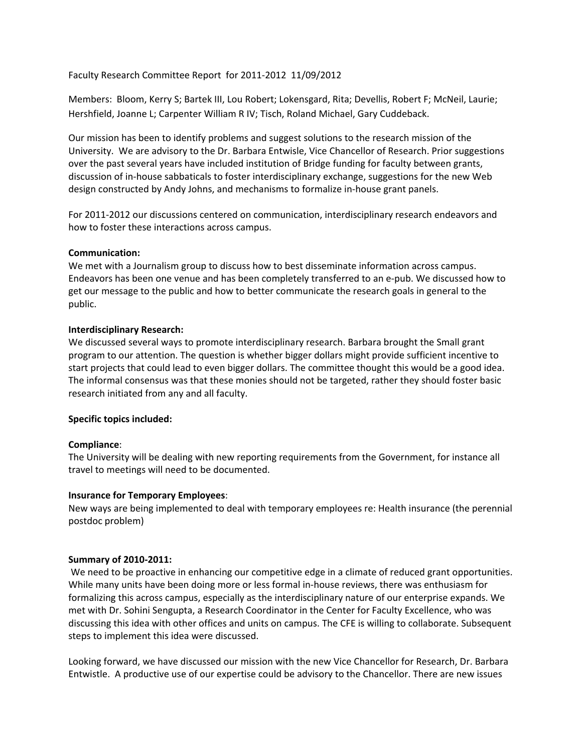Faculty Research Committee Report for 2011-2012 11/09/2012

Members: Bloom, Kerry S; Bartek III, Lou Robert; Lokensgard, Rita; Devellis, Robert F; McNeil, Laurie; Hershfield, Joanne L; Carpenter William R IV; Tisch, Roland Michael, Gary Cuddeback.

Our mission has been to identify problems and suggest solutions to the research mission of the University. We are advisory to the Dr. Barbara Entwisle, Vice Chancellor of Research. Prior suggestions over the past several years have included institution of Bridge funding for faculty between grants, discussion of in-house sabbaticals to foster interdisciplinary exchange, suggestions for the new Web design constructed by Andy Johns, and mechanisms to formalize in-house grant panels.

For 2011-2012 our discussions centered on communication, interdisciplinary research endeavors and how to foster these interactions across campus.

**Communication:**
We met with a Journalism group to discuss how to best disseminate information across campus. Endeavors has been one venue and has been completely transferred to an e-pub. We discussed how to get our message to the public and how to better communicate the research goals in general to the public.

**Interdisciplinary Research:**
We discussed several ways to promote interdisciplinary research. Barbara brought the Small grant program to our attention. The question is whether bigger dollars might provide sufficient incentive to start projects that could lead to even bigger dollars. The committee thought this would be a good idea. The informal consensus was that these monies should not be targeted, rather they should foster basic research initiated from any and all faculty.

**Specific topics included:**

**Compliance**:
The University will be dealing with new reporting requirements from the Government, for instance all travel to meetings will need to be documented.

**Insurance for Temporary Employees**:
New ways are being implemented to deal with temporary employees re: Health insurance (the perennial postdoc problem)

**Summary of 2010-2011:**
We need to be proactive in enhancing our competitive edge in a climate of reduced grant opportunities. While many units have been doing more or less formal in-house reviews, there was enthusiasm for formalizing this across campus, especially as the interdisciplinary nature of our enterprise expands. We met with Dr. Sohini Sengupta, a Research Coordinator in the Center for Faculty Excellence, who was discussing this idea with other offices and units on campus. The CFE is willing to collaborate. Subsequent steps to implement this idea were discussed.

Looking forward, we have discussed our mission with the new Vice Chancellor for Research, Dr. Barbara Entwistle. A productive use of our expertise could be advisory to the Chancellor. There are new issues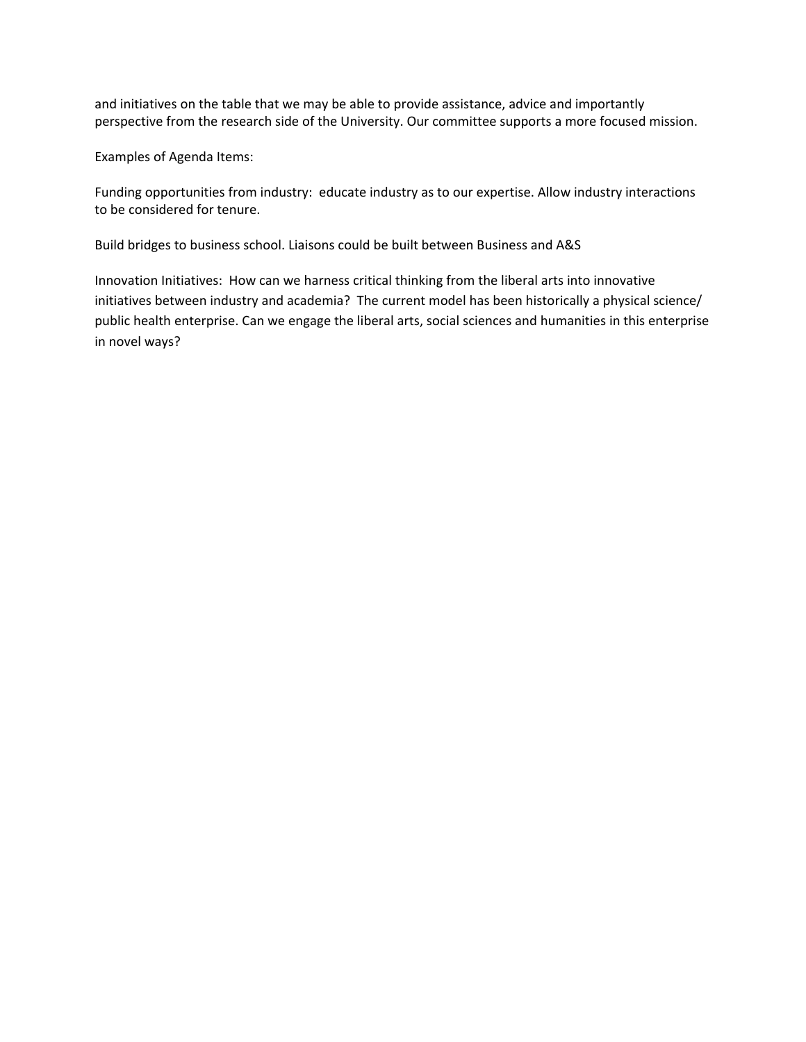and initiatives on the table that we may be able to provide assistance, advice and importantly perspective from the research side of the University. Our committee supports a more focused mission.

Examples of Agenda Items:

Funding opportunities from industry: educate industry as to our expertise. Allow industry interactions to be considered for tenure.

Build bridges to business school. Liaisons could be built between Business and A&S

Innovation Initiatives: How can we harness critical thinking from the liberal arts into innovative initiatives between industry and academia? The current model has been historically a physical science/ public health enterprise. Can we engage the liberal arts, social sciences and humanities in this enterprise in novel ways?